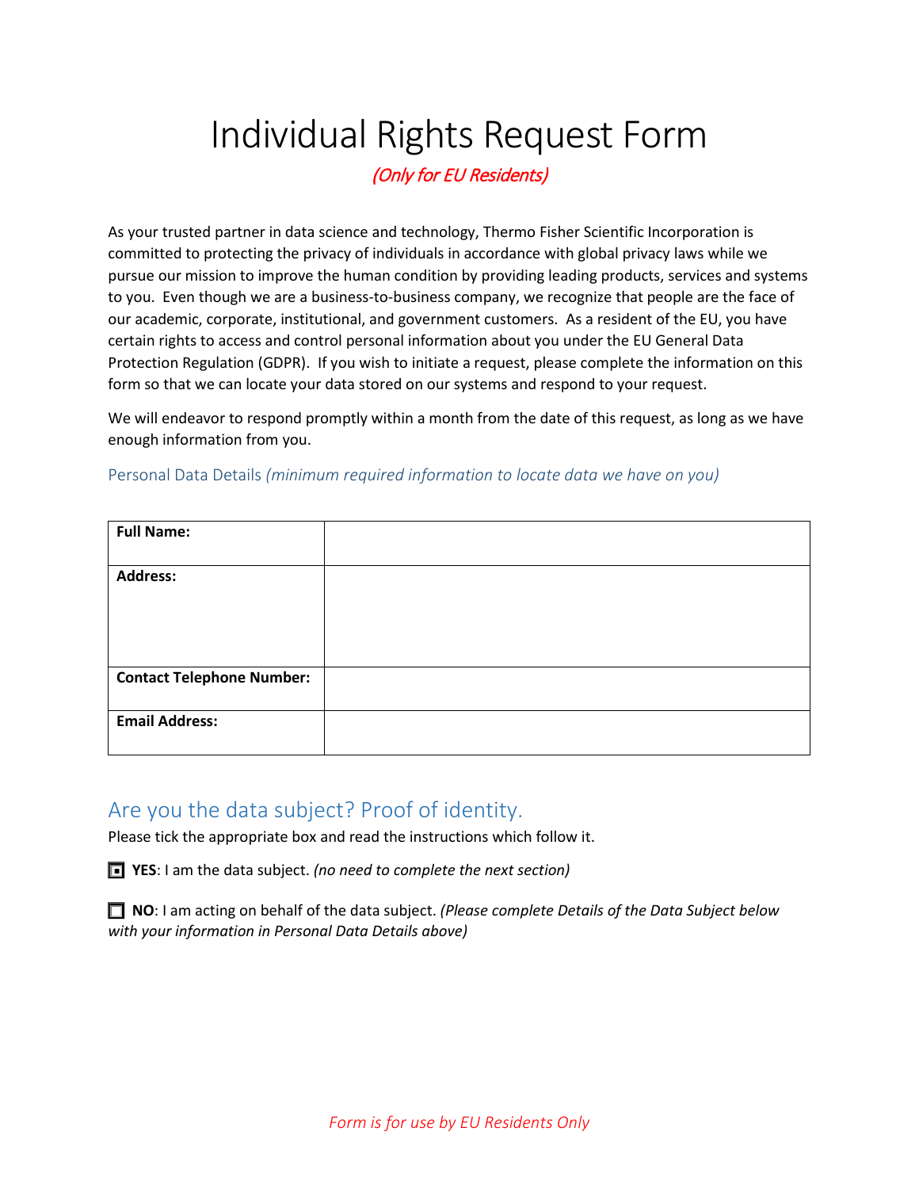# Individual Rights Request Form

*(Only for EU Residents)*

As your trusted partner in data science and technology, Thermo Fisher Scientific Incorporation is committed to protecting the privacy of individuals in accordance with global privacy laws while we pursue our mission to improve the human condition by providing leading products, services and systems to you. Even though we are a business-to-business company, we recognize that people are the face of our academic, corporate, institutional, and government customers. As a resident of the EU, you have certain rights to access and control personal information about you under the EU General Data Protection Regulation (GDPR). If you wish to initiate a request, please complete the information on this form so that we can locate your data stored on our systems and respond to your request.

We will endeavor to respond promptly within a month from the date of this request, as long as we have enough information from you.

### Personal Data Details *(minimum required information to locate data we have on you)*

| | |
|---|---|
| **Full Name:** | |
| **Address:** | |
| **Contact Telephone Number:** | |
| **Email Address:** | |

## Are you the data subject? Proof of identity.

Please tick the appropriate box and read the instructions which follow it.

☐ **YES**: I am the data subject. *(no need to complete the next section)*

☐ **NO**: I am acting on behalf of the data subject. *(Please complete Details of the Data Subject below with your information in Personal Data Details above)*

*Form is for use by EU Residents Only*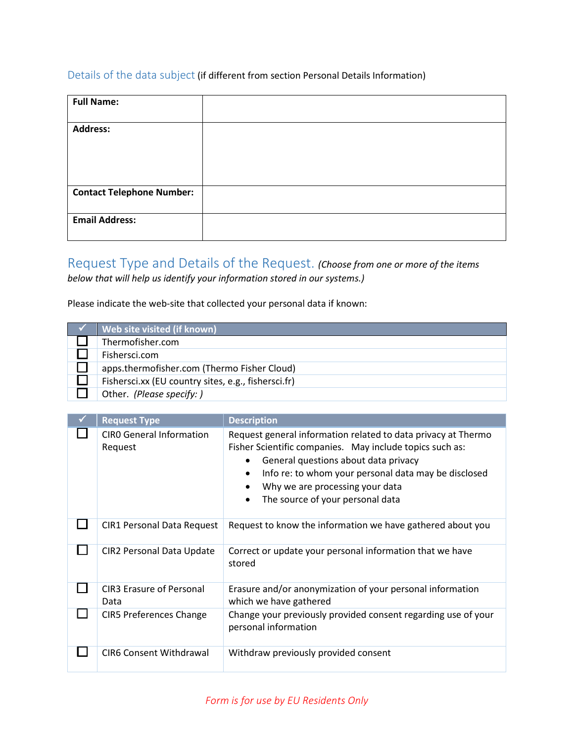## Details of the data subject (if different from section Personal Details Information)

| **Full Name:** | |
|---|---|
| **Address:** | |
| **Contact Telephone Number:** | |
| **Email Address:** | |

## Request Type and Details of the Request. *(Choose from one or more of the items below that will help us identify your information stored in our systems.)*

Please indicate the web-site that collected your personal data if known:

| ✓ | Web site visited (if known) |
|---|---|
| ☐ | Thermofisher.com |
| ☐ | Fishersci.com |
| ☐ | apps.thermofisher.com (Thermo Fisher Cloud) |
| ☐ | Fishersci.xx (EU country sites, e.g., fishersci.fr) |
| ☐ | Other. *(Please specify: )* |

| ✓ | Request Type | Description |
|---|---|---|
| ☐ | CIR0 General Information Request | Request general information related to data privacy at Thermo Fisher Scientific companies. May include topics such as:<br>• General questions about data privacy<br>• Info re: to whom your personal data may be disclosed<br>• Why we are processing your data<br>• The source of your personal data |
| ☐ | CIR1 Personal Data Request | Request to know the information we have gathered about you |
| ☐ | CIR2 Personal Data Update | Correct or update your personal information that we have stored |
| ☐ | CIR3 Erasure of Personal Data | Erasure and/or anonymization of your personal information which we have gathered |
| ☐ | CIR5 Preferences Change | Change your previously provided consent regarding use of your personal information |
| ☐ | CIR6 Consent Withdrawal | Withdraw previously provided consent |

*Form is for use by EU Residents Only*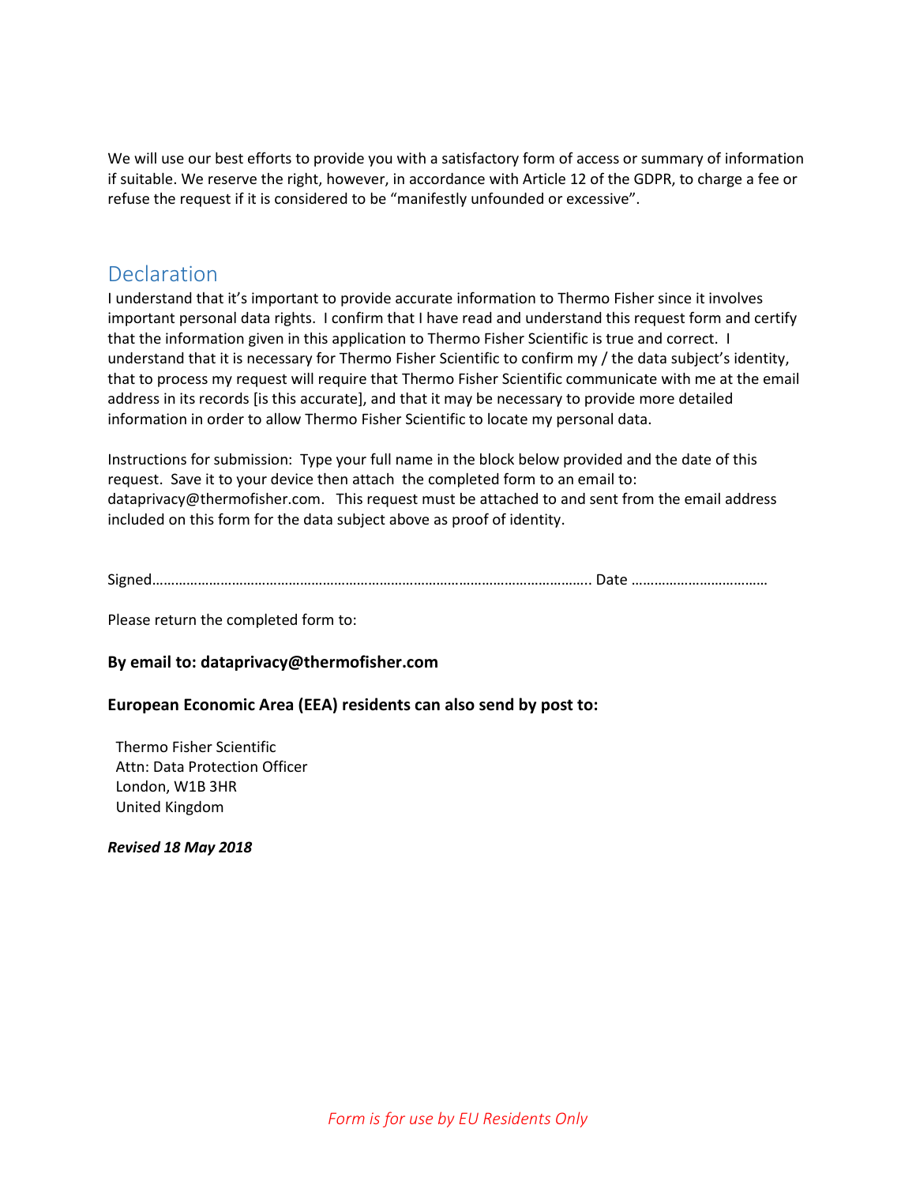We will use our best efforts to provide you with a satisfactory form of access or summary of information if suitable. We reserve the right, however, in accordance with Article 12 of the GDPR, to charge a fee or refuse the request if it is considered to be "manifestly unfounded or excessive".

## Declaration

I understand that it's important to provide accurate information to Thermo Fisher since it involves important personal data rights. I confirm that I have read and understand this request form and certify that the information given in this application to Thermo Fisher Scientific is true and correct. I understand that it is necessary for Thermo Fisher Scientific to confirm my / the data subject's identity, that to process my request will require that Thermo Fisher Scientific communicate with me at the email address in its records [is this accurate], and that it may be necessary to provide more detailed information in order to allow Thermo Fisher Scientific to locate my personal data.

Instructions for submission: Type your full name in the block below provided and the date of this request. Save it to your device then attach the completed form to an email to: dataprivacy@thermofisher.com. This request must be attached to and sent from the email address included on this form for the data subject above as proof of identity.

Signed………………………………………………………………………………………………….. Date ………………………………

Please return the completed form to:

**By email to: dataprivacy@thermofisher.com**

**European Economic Area (EEA) residents can also send by post to:**

Thermo Fisher Scientific
Attn: Data Protection Officer
London, W1B 3HR
United Kingdom

***Revised 18 May 2018***

*Form is for use by EU Residents Only*